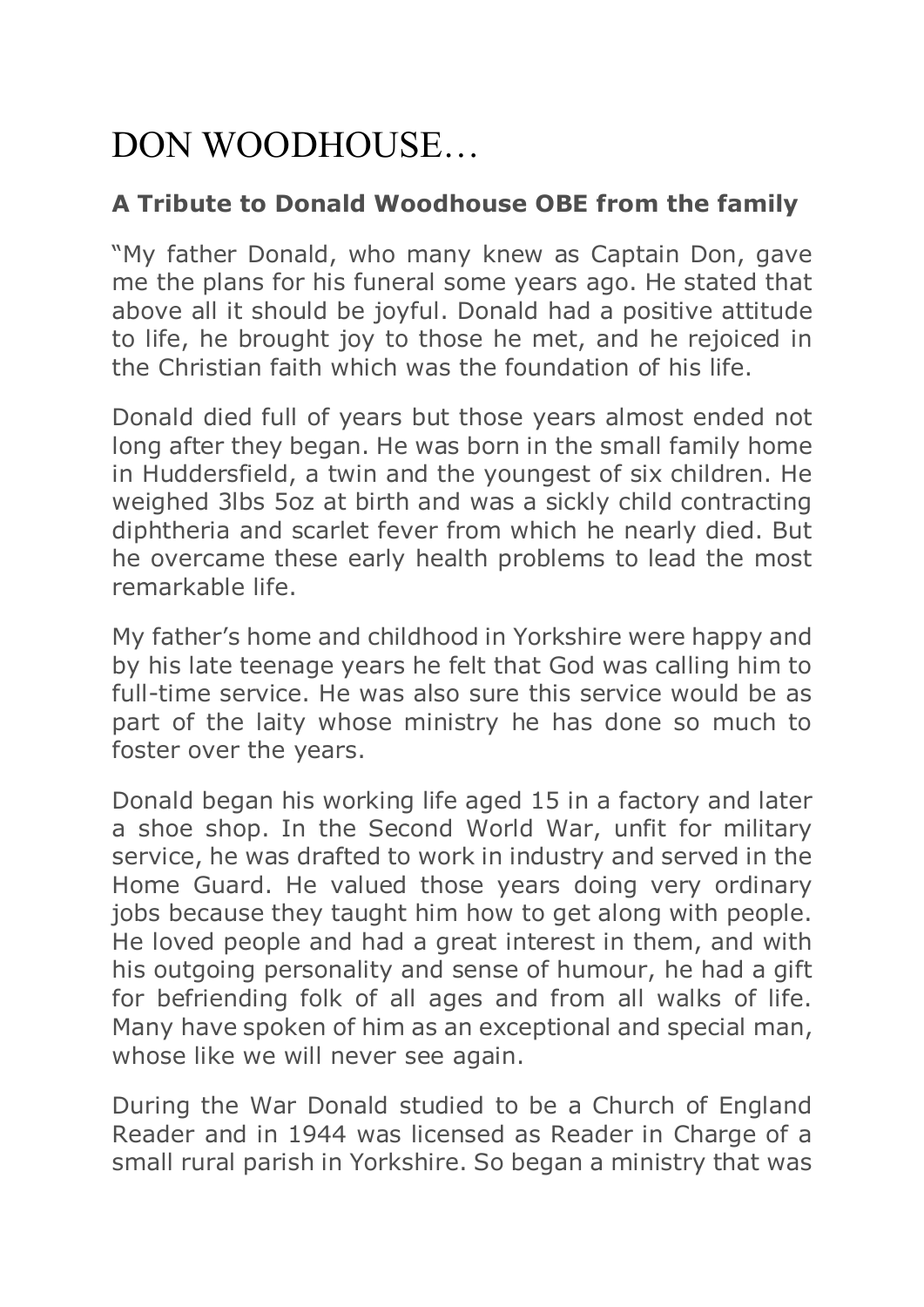# DON WOODHOUSE…

**A Tribute to Donald Woodhouse OBE from the family**

"My father Donald, who many knew as Captain Don, gave me the plans for his funeral some years ago. He stated that above all it should be joyful. Donald had a positive attitude to life, he brought joy to those he met, and he rejoiced in the Christian faith which was the foundation of his life.

Donald died full of years but those years almost ended not long after they began. He was born in the small family home in Huddersfield, a twin and the youngest of six children. He weighed 3lbs 5oz at birth and was a sickly child contracting diphtheria and scarlet fever from which he nearly died. But he overcame these early health problems to lead the most remarkable life.

My father's home and childhood in Yorkshire were happy and by his late teenage years he felt that God was calling him to full-time service. He was also sure this service would be as part of the laity whose ministry he has done so much to foster over the years.

Donald began his working life aged 15 in a factory and later a shoe shop. In the Second World War, unfit for military service, he was drafted to work in industry and served in the Home Guard. He valued those years doing very ordinary jobs because they taught him how to get along with people. He loved people and had a great interest in them, and with his outgoing personality and sense of humour, he had a gift for befriending folk of all ages and from all walks of life. Many have spoken of him as an exceptional and special man, whose like we will never see again.

During the War Donald studied to be a Church of England Reader and in 1944 was licensed as Reader in Charge of a small rural parish in Yorkshire. So began a ministry that was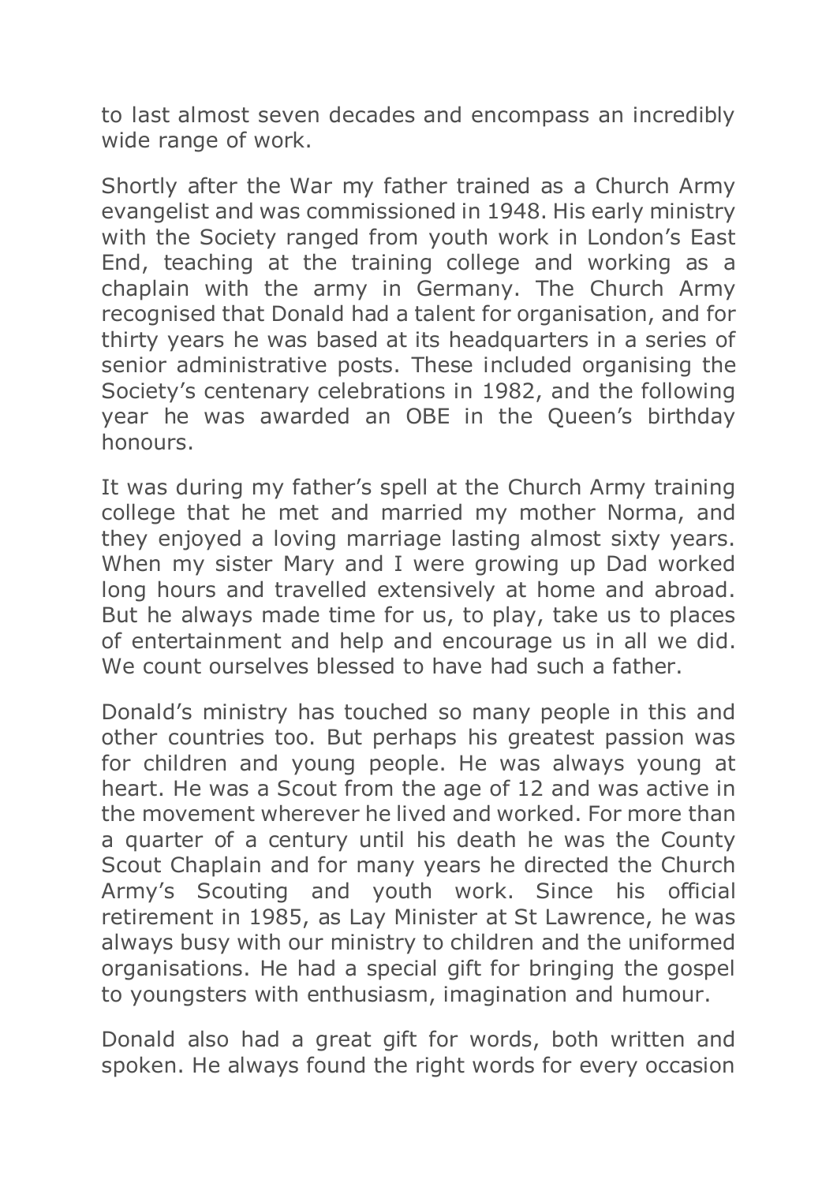to last almost seven decades and encompass an incredibly wide range of work.

Shortly after the War my father trained as a Church Army evangelist and was commissioned in 1948. His early ministry with the Society ranged from youth work in London's East End, teaching at the training college and working as a chaplain with the army in Germany. The Church Army recognised that Donald had a talent for organisation, and for thirty years he was based at its headquarters in a series of senior administrative posts. These included organising the Society's centenary celebrations in 1982, and the following year he was awarded an OBE in the Queen's birthday honours.

It was during my father's spell at the Church Army training college that he met and married my mother Norma, and they enjoyed a loving marriage lasting almost sixty years. When my sister Mary and I were growing up Dad worked long hours and travelled extensively at home and abroad. But he always made time for us, to play, take us to places of entertainment and help and encourage us in all we did. We count ourselves blessed to have had such a father.

Donald's ministry has touched so many people in this and other countries too. But perhaps his greatest passion was for children and young people. He was always young at heart. He was a Scout from the age of 12 and was active in the movement wherever he lived and worked. For more than a quarter of a century until his death he was the County Scout Chaplain and for many years he directed the Church Army's Scouting and youth work. Since his official retirement in 1985, as Lay Minister at St Lawrence, he was always busy with our ministry to children and the uniformed organisations. He had a special gift for bringing the gospel to youngsters with enthusiasm, imagination and humour.

Donald also had a great gift for words, both written and spoken. He always found the right words for every occasion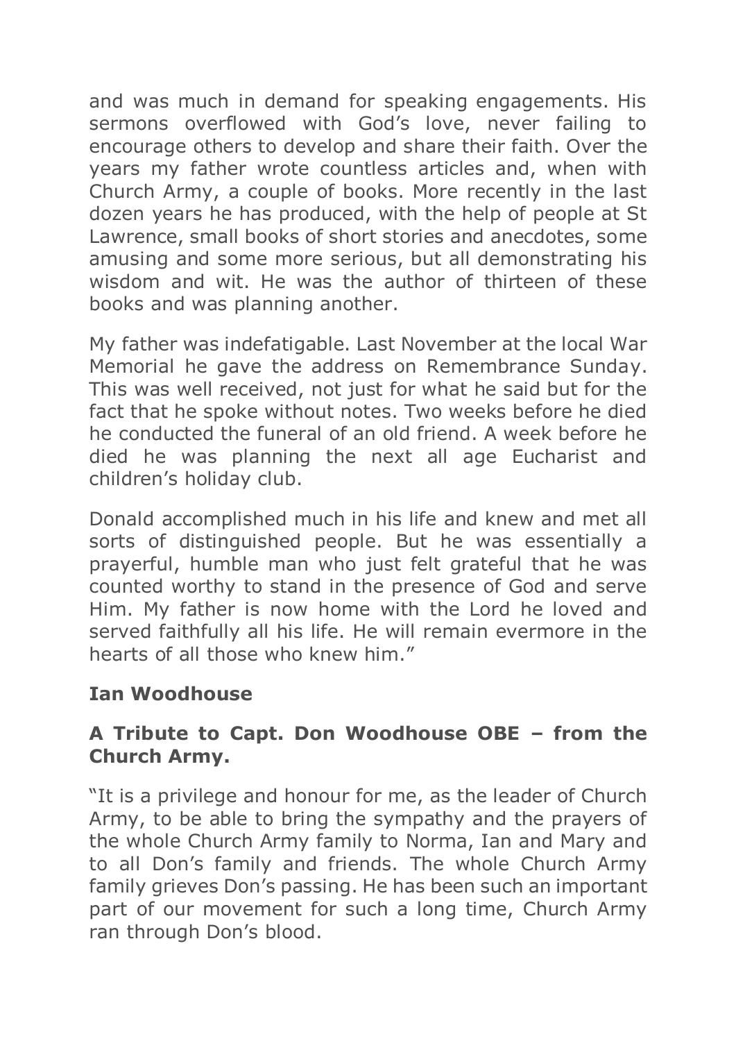and was much in demand for speaking engagements. His sermons overflowed with God's love, never failing to encourage others to develop and share their faith. Over the years my father wrote countless articles and, when with Church Army, a couple of books. More recently in the last dozen years he has produced, with the help of people at St Lawrence, small books of short stories and anecdotes, some amusing and some more serious, but all demonstrating his wisdom and wit. He was the author of thirteen of these books and was planning another.

My father was indefatigable. Last November at the local War Memorial he gave the address on Remembrance Sunday. This was well received, not just for what he said but for the fact that he spoke without notes. Two weeks before he died he conducted the funeral of an old friend. A week before he died he was planning the next all age Eucharist and children's holiday club.

Donald accomplished much in his life and knew and met all sorts of distinguished people. But he was essentially a prayerful, humble man who just felt grateful that he was counted worthy to stand in the presence of God and serve Him. My father is now home with the Lord he loved and served faithfully all his life. He will remain evermore in the hearts of all those who knew him."

**Ian Woodhouse**

**A Tribute to Capt. Don Woodhouse OBE – from the Church Army.**

"It is a privilege and honour for me, as the leader of Church Army, to be able to bring the sympathy and the prayers of the whole Church Army family to Norma, Ian and Mary and to all Don's family and friends. The whole Church Army family grieves Don's passing. He has been such an important part of our movement for such a long time, Church Army ran through Don's blood.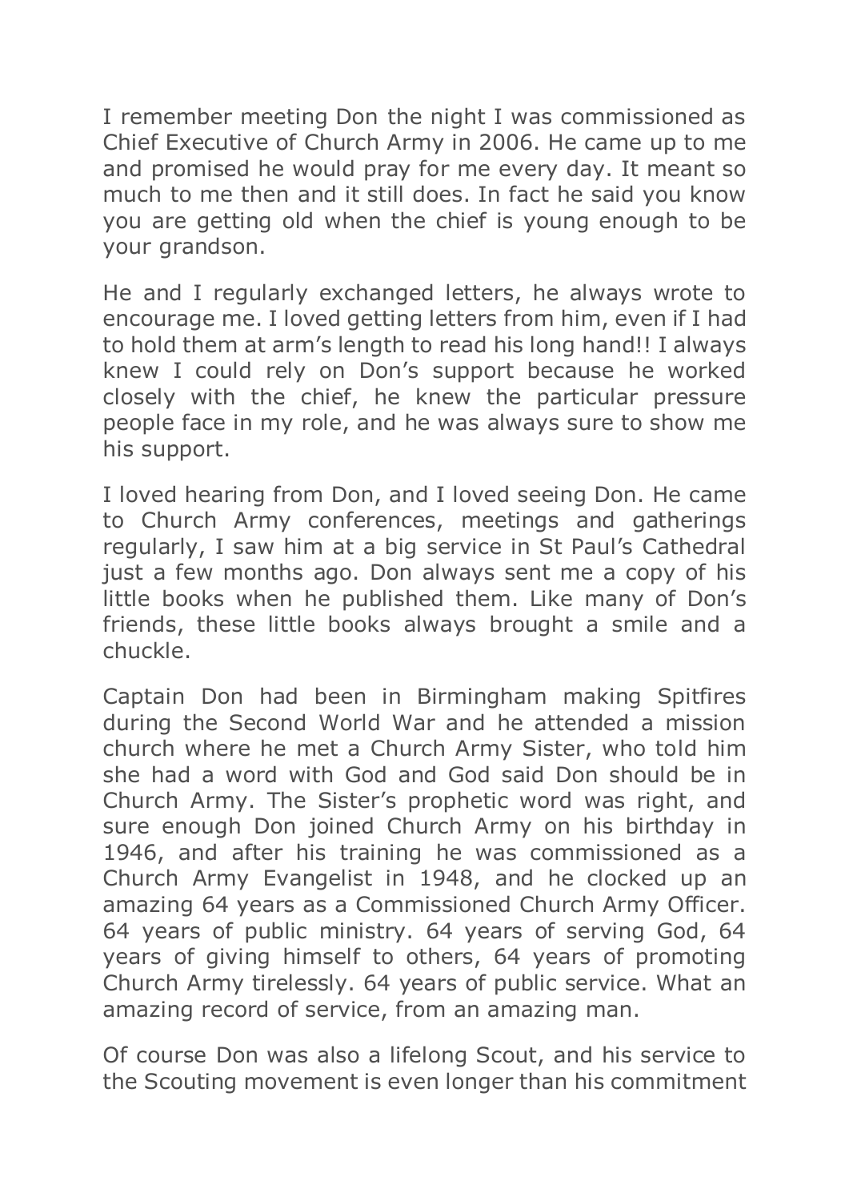I remember meeting Don the night I was commissioned as Chief Executive of Church Army in 2006. He came up to me and promised he would pray for me every day. It meant so much to me then and it still does. In fact he said you know you are getting old when the chief is young enough to be your grandson.

He and I regularly exchanged letters, he always wrote to encourage me. I loved getting letters from him, even if I had to hold them at arm's length to read his long hand!! I always knew I could rely on Don's support because he worked closely with the chief, he knew the particular pressure people face in my role, and he was always sure to show me his support.

I loved hearing from Don, and I loved seeing Don. He came to Church Army conferences, meetings and gatherings regularly, I saw him at a big service in St Paul's Cathedral just a few months ago. Don always sent me a copy of his little books when he published them. Like many of Don's friends, these little books always brought a smile and a chuckle.

Captain Don had been in Birmingham making Spitfires during the Second World War and he attended a mission church where he met a Church Army Sister, who told him she had a word with God and God said Don should be in Church Army. The Sister's prophetic word was right, and sure enough Don joined Church Army on his birthday in 1946, and after his training he was commissioned as a Church Army Evangelist in 1948, and he clocked up an amazing 64 years as a Commissioned Church Army Officer. 64 years of public ministry. 64 years of serving God, 64 years of giving himself to others, 64 years of promoting Church Army tirelessly. 64 years of public service. What an amazing record of service, from an amazing man.

Of course Don was also a lifelong Scout, and his service to the Scouting movement is even longer than his commitment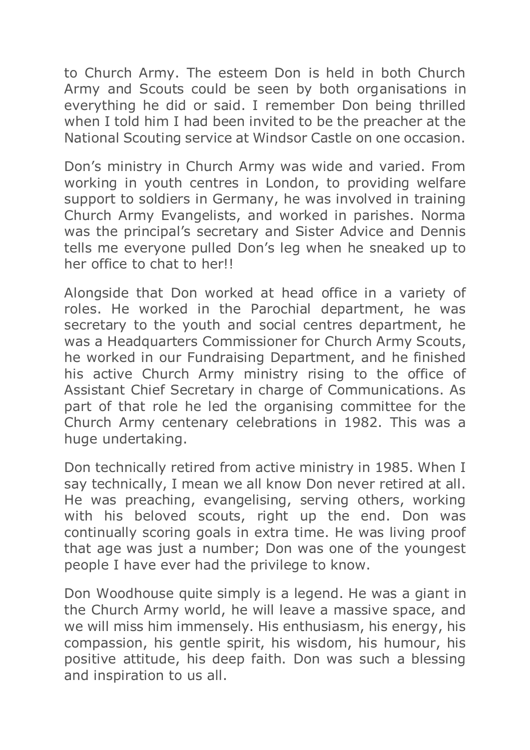to Church Army. The esteem Don is held in both Church Army and Scouts could be seen by both organisations in everything he did or said. I remember Don being thrilled when I told him I had been invited to be the preacher at the National Scouting service at Windsor Castle on one occasion.

Don's ministry in Church Army was wide and varied. From working in youth centres in London, to providing welfare support to soldiers in Germany, he was involved in training Church Army Evangelists, and worked in parishes. Norma was the principal's secretary and Sister Advice and Dennis tells me everyone pulled Don's leg when he sneaked up to her office to chat to her!!

Alongside that Don worked at head office in a variety of roles. He worked in the Parochial department, he was secretary to the youth and social centres department, he was a Headquarters Commissioner for Church Army Scouts, he worked in our Fundraising Department, and he finished his active Church Army ministry rising to the office of Assistant Chief Secretary in charge of Communications. As part of that role he led the organising committee for the Church Army centenary celebrations in 1982. This was a huge undertaking.

Don technically retired from active ministry in 1985. When I say technically, I mean we all know Don never retired at all. He was preaching, evangelising, serving others, working with his beloved scouts, right up the end. Don was continually scoring goals in extra time. He was living proof that age was just a number; Don was one of the youngest people I have ever had the privilege to know.

Don Woodhouse quite simply is a legend. He was a giant in the Church Army world, he will leave a massive space, and we will miss him immensely. His enthusiasm, his energy, his compassion, his gentle spirit, his wisdom, his humour, his positive attitude, his deep faith. Don was such a blessing and inspiration to us all.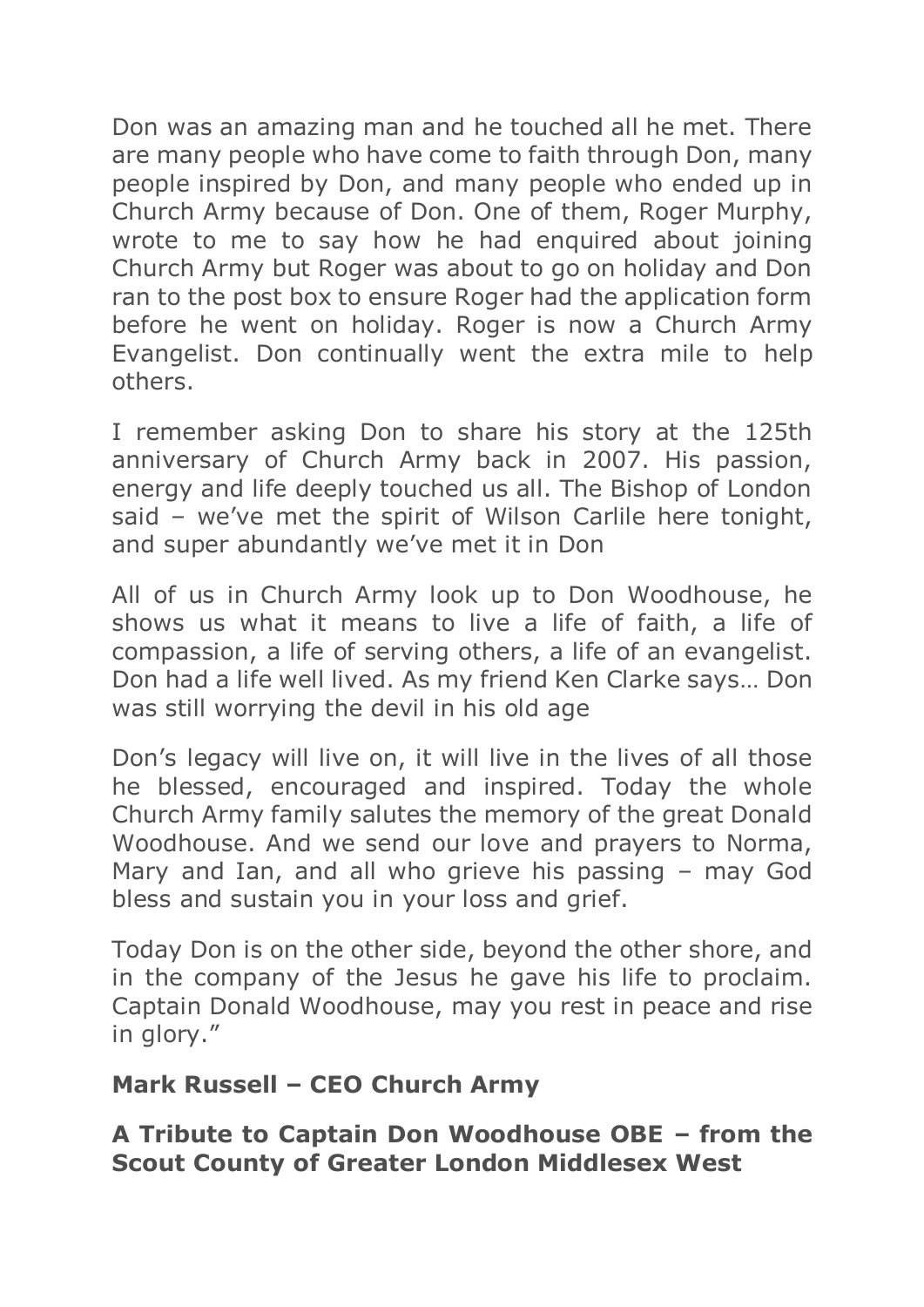Don was an amazing man and he touched all he met. There are many people who have come to faith through Don, many people inspired by Don, and many people who ended up in Church Army because of Don. One of them, Roger Murphy, wrote to me to say how he had enquired about joining Church Army but Roger was about to go on holiday and Don ran to the post box to ensure Roger had the application form before he went on holiday. Roger is now a Church Army Evangelist. Don continually went the extra mile to help others.

I remember asking Don to share his story at the 125th anniversary of Church Army back in 2007. His passion, energy and life deeply touched us all. The Bishop of London said – we've met the spirit of Wilson Carlile here tonight, and super abundantly we've met it in Don

All of us in Church Army look up to Don Woodhouse, he shows us what it means to live a life of faith, a life of compassion, a life of serving others, a life of an evangelist. Don had a life well lived. As my friend Ken Clarke says… Don was still worrying the devil in his old age

Don's legacy will live on, it will live in the lives of all those he blessed, encouraged and inspired. Today the whole Church Army family salutes the memory of the great Donald Woodhouse. And we send our love and prayers to Norma, Mary and Ian, and all who grieve his passing – may God bless and sustain you in your loss and grief.

Today Don is on the other side, beyond the other shore, and in the company of the Jesus he gave his life to proclaim. Captain Donald Woodhouse, may you rest in peace and rise in glory."

**Mark Russell – CEO Church Army**

**A Tribute to Captain Don Woodhouse OBE – from the Scout County of Greater London Middlesex West**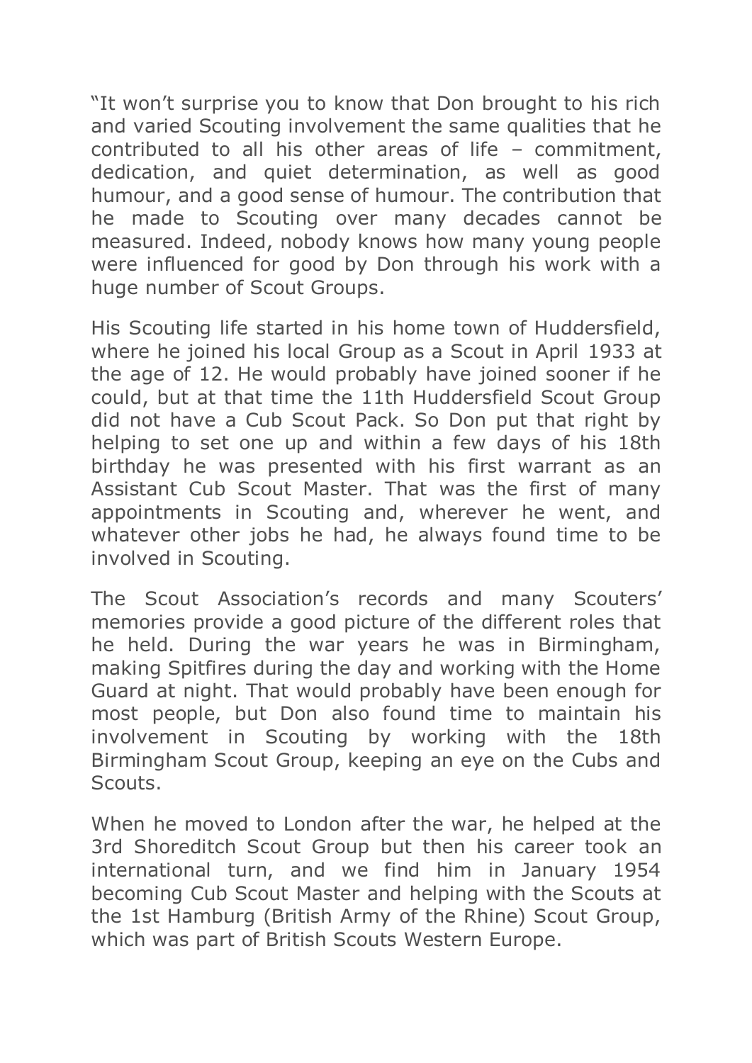"It won't surprise you to know that Don brought to his rich and varied Scouting involvement the same qualities that he contributed to all his other areas of life – commitment, dedication, and quiet determination, as well as good humour, and a good sense of humour. The contribution that he made to Scouting over many decades cannot be measured. Indeed, nobody knows how many young people were influenced for good by Don through his work with a huge number of Scout Groups.

His Scouting life started in his home town of Huddersfield, where he joined his local Group as a Scout in April 1933 at the age of 12. He would probably have joined sooner if he could, but at that time the 11th Huddersfield Scout Group did not have a Cub Scout Pack. So Don put that right by helping to set one up and within a few days of his 18th birthday he was presented with his first warrant as an Assistant Cub Scout Master. That was the first of many appointments in Scouting and, wherever he went, and whatever other jobs he had, he always found time to be involved in Scouting.

The Scout Association's records and many Scouters' memories provide a good picture of the different roles that he held. During the war years he was in Birmingham, making Spitfires during the day and working with the Home Guard at night. That would probably have been enough for most people, but Don also found time to maintain his involvement in Scouting by working with the 18th Birmingham Scout Group, keeping an eye on the Cubs and Scouts.

When he moved to London after the war, he helped at the 3rd Shoreditch Scout Group but then his career took an international turn, and we find him in January 1954 becoming Cub Scout Master and helping with the Scouts at the 1st Hamburg (British Army of the Rhine) Scout Group, which was part of British Scouts Western Europe.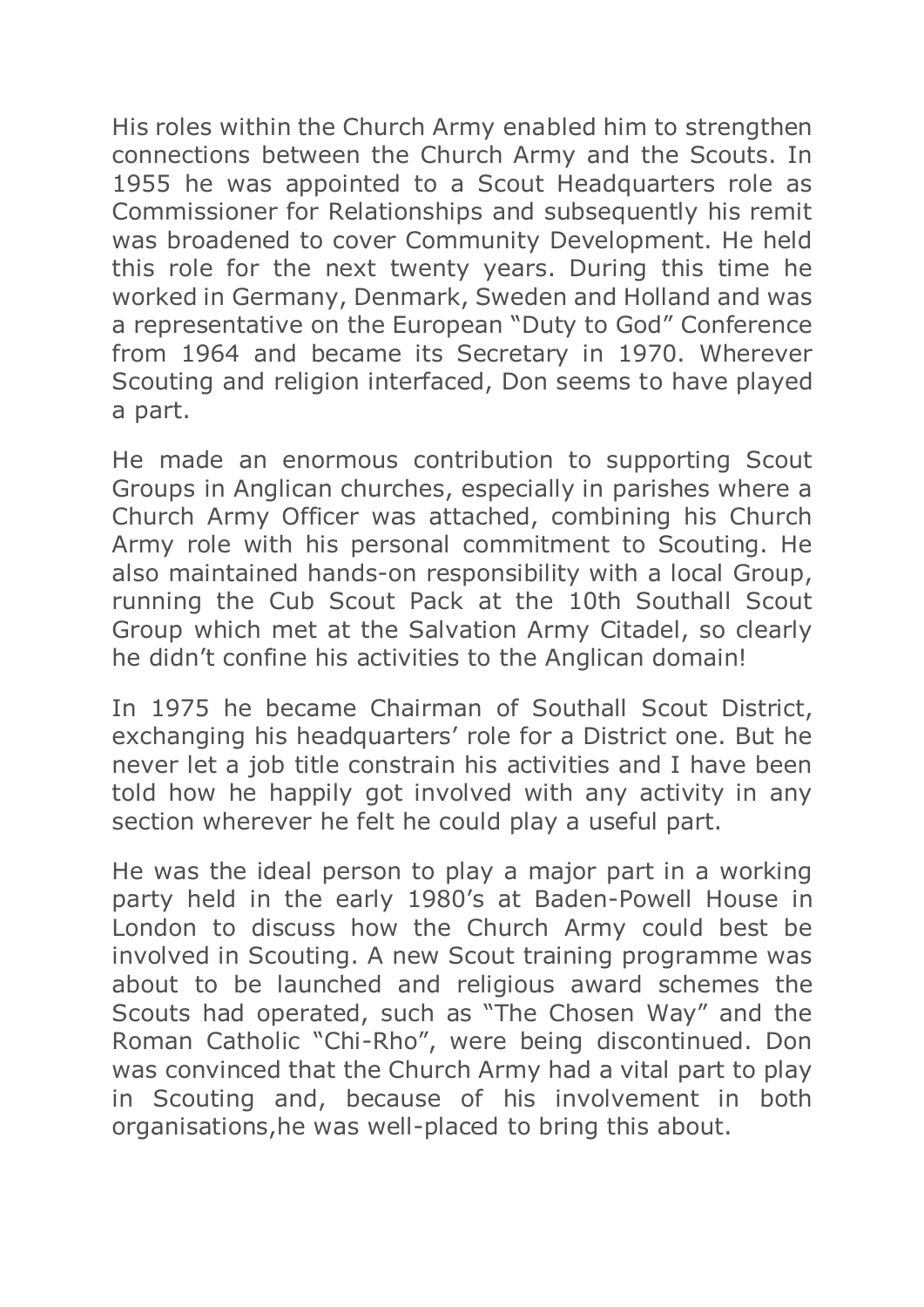His roles within the Church Army enabled him to strengthen connections between the Church Army and the Scouts. In 1955 he was appointed to a Scout Headquarters role as Commissioner for Relationships and subsequently his remit was broadened to cover Community Development. He held this role for the next twenty years. During this time he worked in Germany, Denmark, Sweden and Holland and was a representative on the European "Duty to God" Conference from 1964 and became its Secretary in 1970. Wherever Scouting and religion interfaced, Don seems to have played a part.

He made an enormous contribution to supporting Scout Groups in Anglican churches, especially in parishes where a Church Army Officer was attached, combining his Church Army role with his personal commitment to Scouting. He also maintained hands-on responsibility with a local Group, running the Cub Scout Pack at the 10th Southall Scout Group which met at the Salvation Army Citadel, so clearly he didn't confine his activities to the Anglican domain!

In 1975 he became Chairman of Southall Scout District, exchanging his headquarters' role for a District one. But he never let a job title constrain his activities and I have been told how he happily got involved with any activity in any section wherever he felt he could play a useful part.

He was the ideal person to play a major part in a working party held in the early 1980's at Baden-Powell House in London to discuss how the Church Army could best be involved in Scouting. A new Scout training programme was about to be launched and religious award schemes the Scouts had operated, such as "The Chosen Way" and the Roman Catholic "Chi-Rho", were being discontinued. Don was convinced that the Church Army had a vital part to play in Scouting and, because of his involvement in both organisations,he was well-placed to bring this about.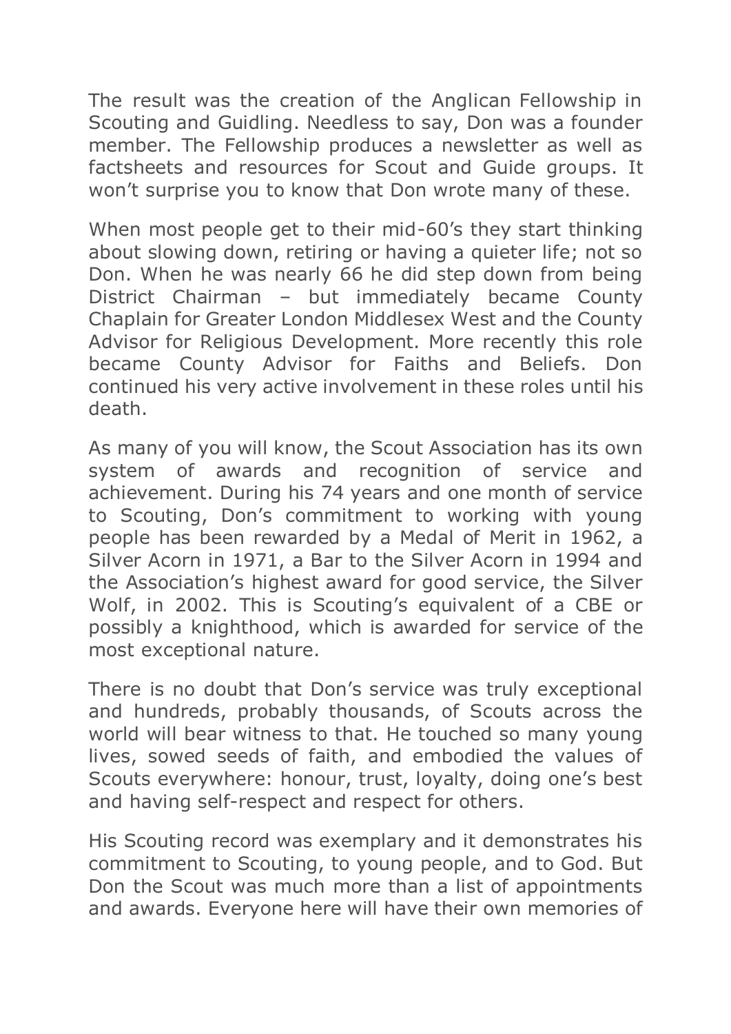The result was the creation of the Anglican Fellowship in Scouting and Guidling. Needless to say, Don was a founder member. The Fellowship produces a newsletter as well as factsheets and resources for Scout and Guide groups. It won't surprise you to know that Don wrote many of these.

When most people get to their mid-60's they start thinking about slowing down, retiring or having a quieter life; not so Don. When he was nearly 66 he did step down from being District Chairman – but immediately became County Chaplain for Greater London Middlesex West and the County Advisor for Religious Development. More recently this role became County Advisor for Faiths and Beliefs. Don continued his very active involvement in these roles until his death.

As many of you will know, the Scout Association has its own system of awards and recognition of service and achievement. During his 74 years and one month of service to Scouting, Don's commitment to working with young people has been rewarded by a Medal of Merit in 1962, a Silver Acorn in 1971, a Bar to the Silver Acorn in 1994 and the Association's highest award for good service, the Silver Wolf, in 2002. This is Scouting's equivalent of a CBE or possibly a knighthood, which is awarded for service of the most exceptional nature.

There is no doubt that Don's service was truly exceptional and hundreds, probably thousands, of Scouts across the world will bear witness to that. He touched so many young lives, sowed seeds of faith, and embodied the values of Scouts everywhere: honour, trust, loyalty, doing one's best and having self-respect and respect for others.

His Scouting record was exemplary and it demonstrates his commitment to Scouting, to young people, and to God. But Don the Scout was much more than a list of appointments and awards. Everyone here will have their own memories of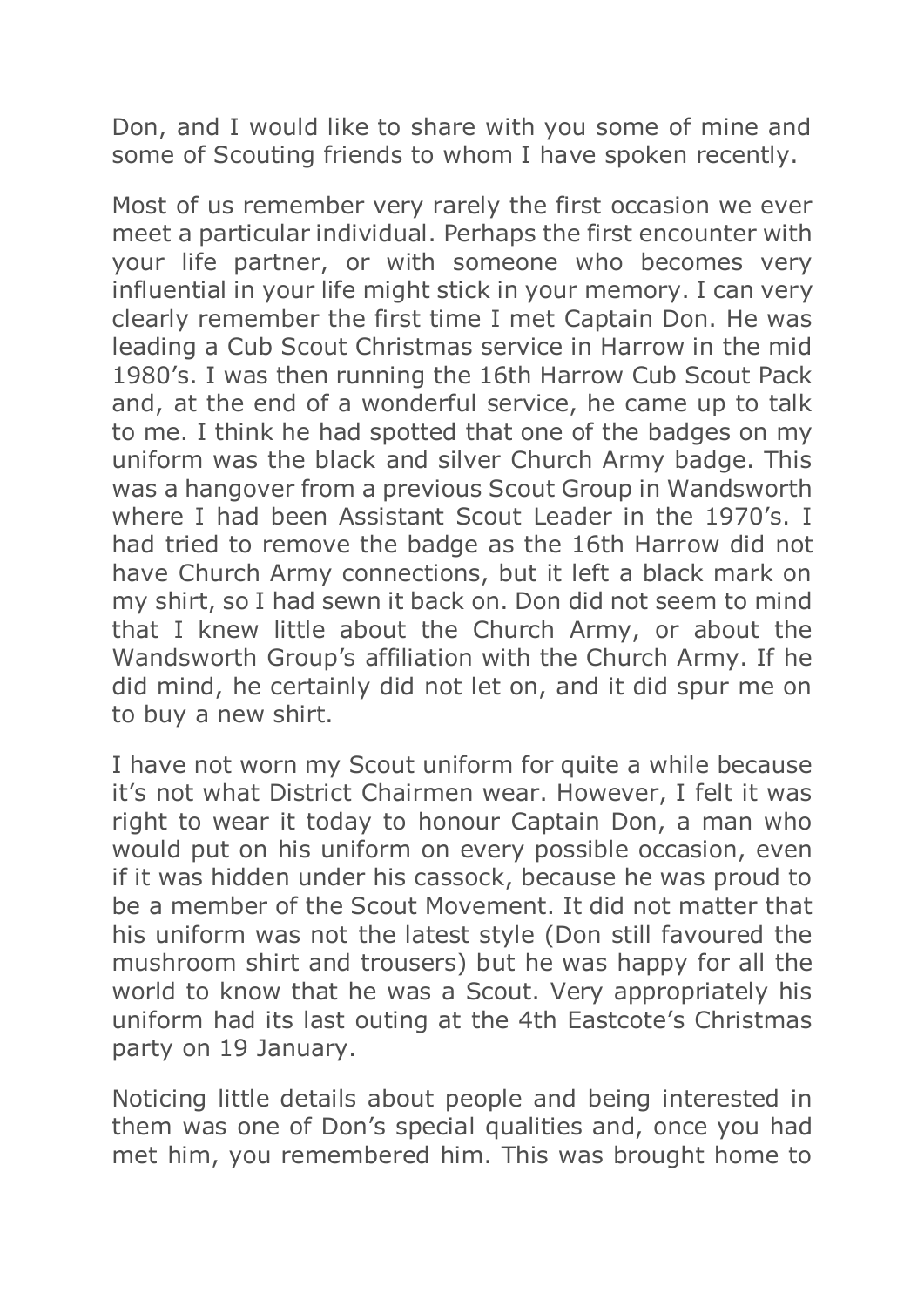Don, and I would like to share with you some of mine and some of Scouting friends to whom I have spoken recently.

Most of us remember very rarely the first occasion we ever meet a particular individual. Perhaps the first encounter with your life partner, or with someone who becomes very influential in your life might stick in your memory. I can very clearly remember the first time I met Captain Don. He was leading a Cub Scout Christmas service in Harrow in the mid 1980's. I was then running the 16th Harrow Cub Scout Pack and, at the end of a wonderful service, he came up to talk to me. I think he had spotted that one of the badges on my uniform was the black and silver Church Army badge. This was a hangover from a previous Scout Group in Wandsworth where I had been Assistant Scout Leader in the 1970's. I had tried to remove the badge as the 16th Harrow did not have Church Army connections, but it left a black mark on my shirt, so I had sewn it back on. Don did not seem to mind that I knew little about the Church Army, or about the Wandsworth Group's affiliation with the Church Army. If he did mind, he certainly did not let on, and it did spur me on to buy a new shirt.

I have not worn my Scout uniform for quite a while because it's not what District Chairmen wear. However, I felt it was right to wear it today to honour Captain Don, a man who would put on his uniform on every possible occasion, even if it was hidden under his cassock, because he was proud to be a member of the Scout Movement. It did not matter that his uniform was not the latest style (Don still favoured the mushroom shirt and trousers) but he was happy for all the world to know that he was a Scout. Very appropriately his uniform had its last outing at the 4th Eastcote's Christmas party on 19 January.

Noticing little details about people and being interested in them was one of Don's special qualities and, once you had met him, you remembered him. This was brought home to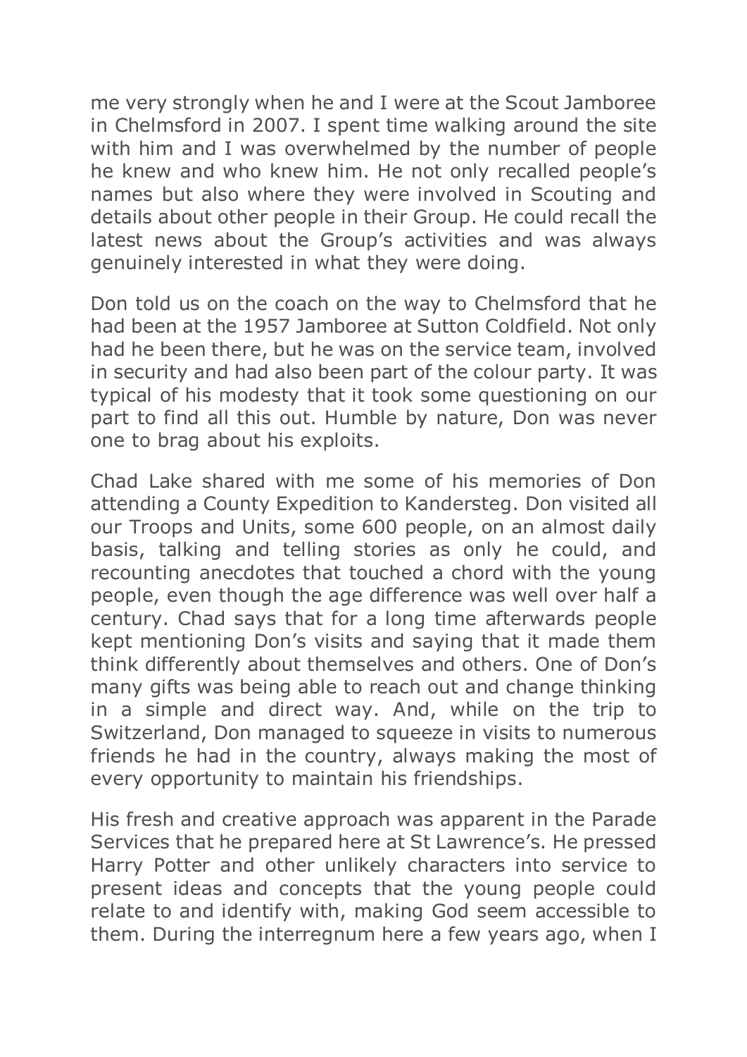me very strongly when he and I were at the Scout Jamboree in Chelmsford in 2007. I spent time walking around the site with him and I was overwhelmed by the number of people he knew and who knew him. He not only recalled people's names but also where they were involved in Scouting and details about other people in their Group. He could recall the latest news about the Group's activities and was always genuinely interested in what they were doing.

Don told us on the coach on the way to Chelmsford that he had been at the 1957 Jamboree at Sutton Coldfield. Not only had he been there, but he was on the service team, involved in security and had also been part of the colour party. It was typical of his modesty that it took some questioning on our part to find all this out. Humble by nature, Don was never one to brag about his exploits.

Chad Lake shared with me some of his memories of Don attending a County Expedition to Kandersteg. Don visited all our Troops and Units, some 600 people, on an almost daily basis, talking and telling stories as only he could, and recounting anecdotes that touched a chord with the young people, even though the age difference was well over half a century. Chad says that for a long time afterwards people kept mentioning Don's visits and saying that it made them think differently about themselves and others. One of Don's many gifts was being able to reach out and change thinking in a simple and direct way. And, while on the trip to Switzerland, Don managed to squeeze in visits to numerous friends he had in the country, always making the most of every opportunity to maintain his friendships.

His fresh and creative approach was apparent in the Parade Services that he prepared here at St Lawrence's. He pressed Harry Potter and other unlikely characters into service to present ideas and concepts that the young people could relate to and identify with, making God seem accessible to them. During the interregnum here a few years ago, when I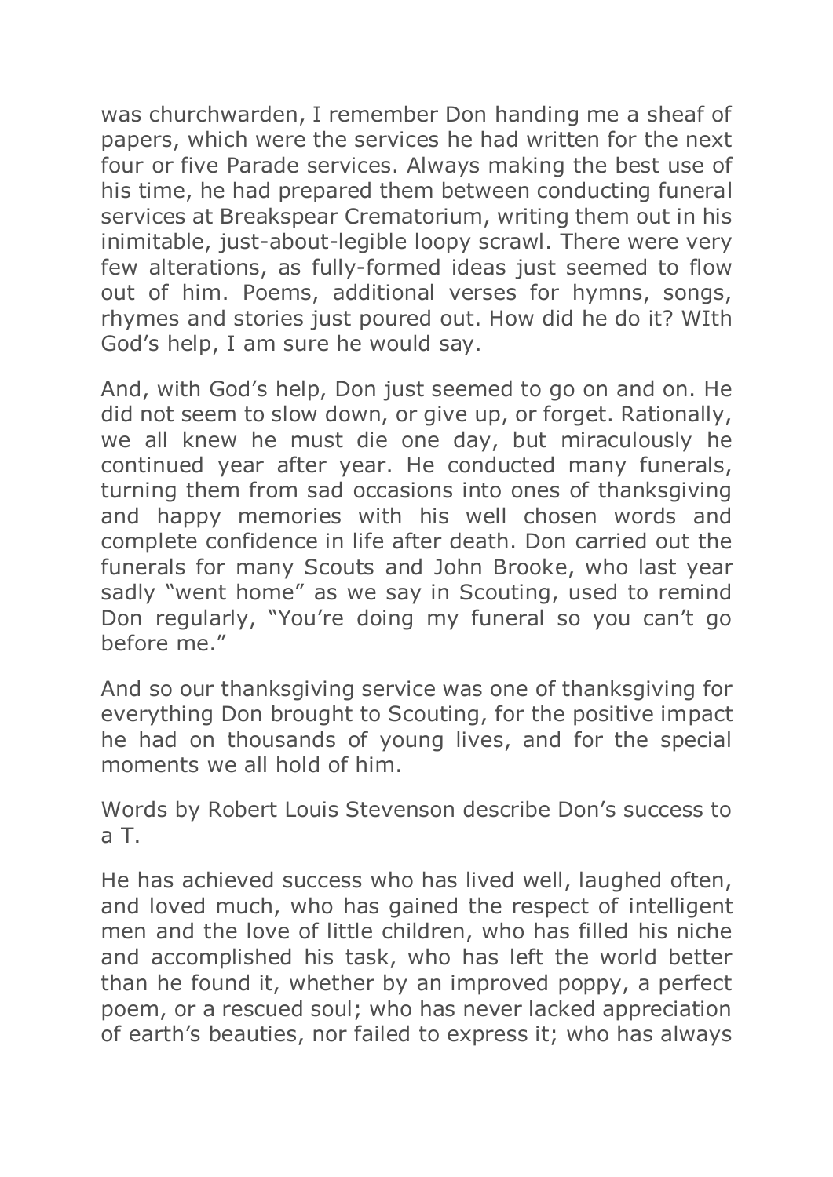was churchwarden, I remember Don handing me a sheaf of papers, which were the services he had written for the next four or five Parade services. Always making the best use of his time, he had prepared them between conducting funeral services at Breakspear Crematorium, writing them out in his inimitable, just-about-legible loopy scrawl. There were very few alterations, as fully-formed ideas just seemed to flow out of him. Poems, additional verses for hymns, songs, rhymes and stories just poured out. How did he do it? WIth God's help, I am sure he would say.

And, with God's help, Don just seemed to go on and on. He did not seem to slow down, or give up, or forget. Rationally, we all knew he must die one day, but miraculously he continued year after year. He conducted many funerals, turning them from sad occasions into ones of thanksgiving and happy memories with his well chosen words and complete confidence in life after death. Don carried out the funerals for many Scouts and John Brooke, who last year sadly "went home" as we say in Scouting, used to remind Don regularly, "You're doing my funeral so you can't go before me."

And so our thanksgiving service was one of thanksgiving for everything Don brought to Scouting, for the positive impact he had on thousands of young lives, and for the special moments we all hold of him.

Words by Robert Louis Stevenson describe Don's success to a T.

He has achieved success who has lived well, laughed often, and loved much, who has gained the respect of intelligent men and the love of little children, who has filled his niche and accomplished his task, who has left the world better than he found it, whether by an improved poppy, a perfect poem, or a rescued soul; who has never lacked appreciation of earth's beauties, nor failed to express it; who has always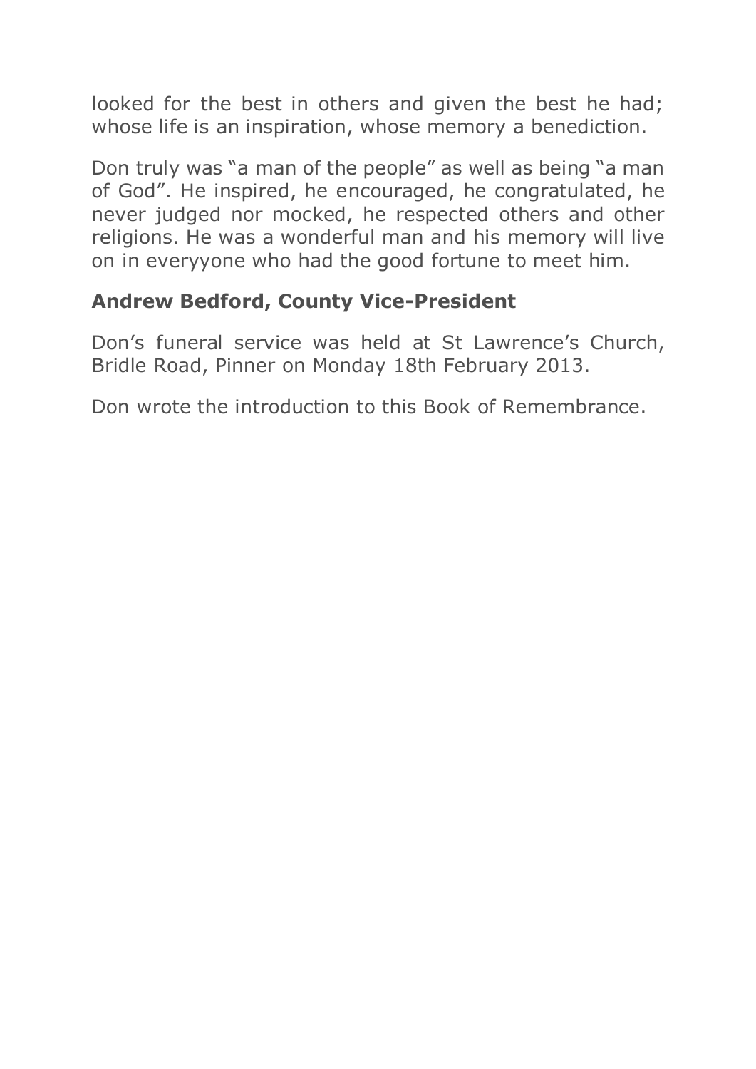looked for the best in others and given the best he had; whose life is an inspiration, whose memory a benediction.

Don truly was "a man of the people" as well as being "a man of God". He inspired, he encouraged, he congratulated, he never judged nor mocked, he respected others and other religions. He was a wonderful man and his memory will live on in everyyone who had the good fortune to meet him.

**Andrew Bedford, County Vice-President**

Don's funeral service was held at St Lawrence's Church, Bridle Road, Pinner on Monday 18th February 2013.

Don wrote the introduction to this Book of Remembrance.